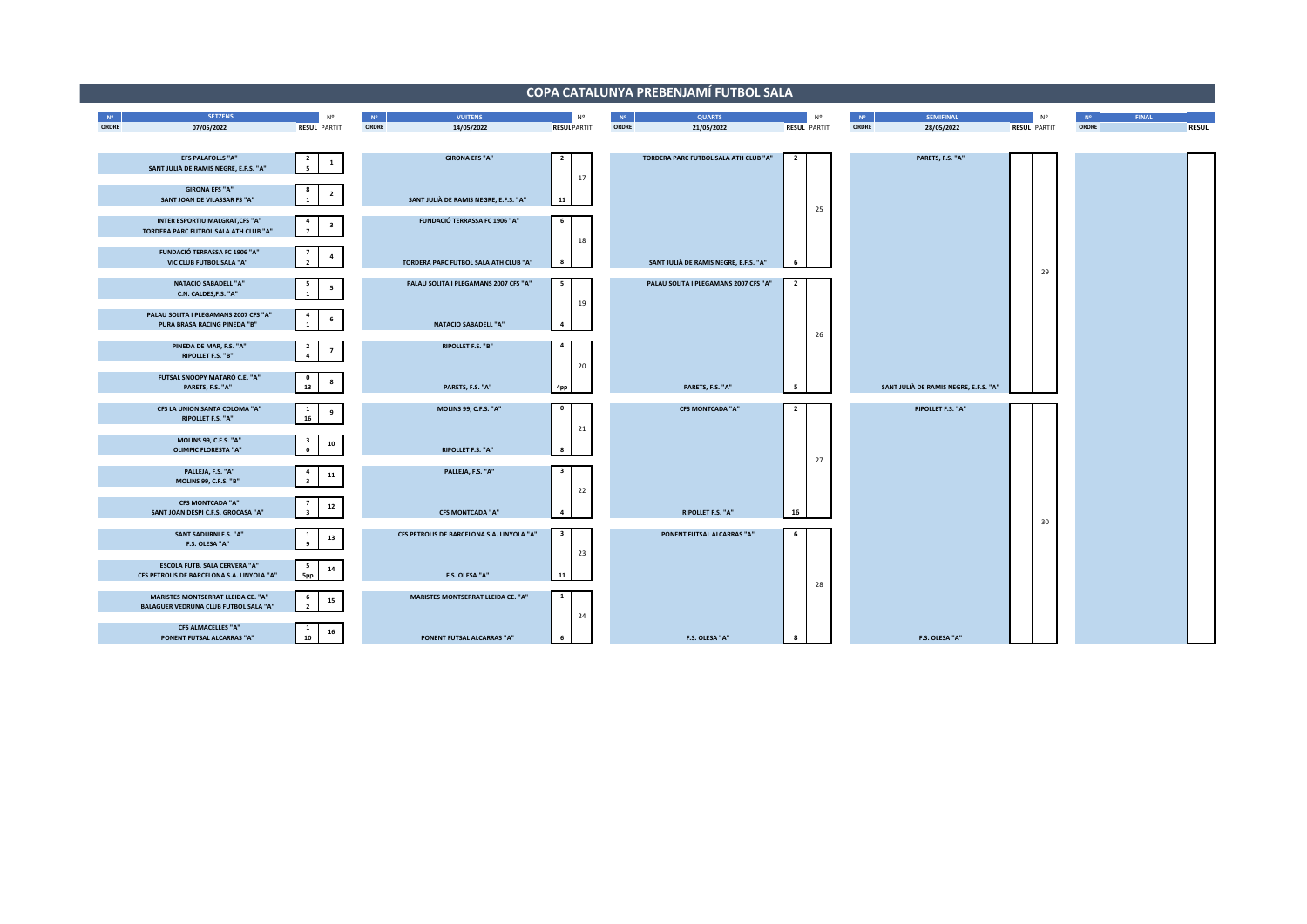# COPA CATALUNYA PREBENJAMÍ FUTBOL SALA

## SETZENS — 07/05/2022

| Nº ORDRE | SETZENS | RESUL | Nº PARTIT |
|---|---|---|---|
| | EFS PALAFOLLS "A" | 2 | 1 |
| | SANT JULIÀ DE RAMIS NEGRE, E.F.S. "A" | 5 | |
| | GIRONA EFS "A" | 8 | 2 |
| | SANT JOAN DE VILASSAR FS "A" | 1 | |
| | INTER ESPORTIU MALGRAT,CFS "A" | 4 | 3 |
| | TORDERA PARC FUTBOL SALA ATH CLUB "A" | 7 | |
| | FUNDACIÓ TERRASSA FC 1906 "A" | 7 | 4 |
| | VIC CLUB FUTBOL SALA "A" | 2 | |
| | NATACIO SABADELL "A" | 5 | 5 |
| | C.N. CALDES,F.S. "A" | 1 | |
| | PALAU SOLITA I PLEGAMANS 2007 CFS "A" | 4 | 6 |
| | PURA BRASA RACING PINEDA "B" | 1 | |
| | PINEDA DE MAR, F.S. "A" | 2 | 7 |
| | RIPOLLET F.S. "B" | 4 | |
| | FUTSAL SNOOPY MATARÓ C.E. "A" | 0 | 8 |
| | PARETS, F.S. "A" | 13 | |
| | CFS LA UNION SANTA COLOMA "A" | 1 | 9 |
| | RIPOLLET F.S. "A" | 16 | |
| | MOLINS 99, C.F.S. "A" | 3 | 10 |
| | OLIMPIC FLORESTA "A" | 0 | |
| | PALLEJA, F.S. "A" | 4 | 11 |
| | MOLINS 99, C.F.S. "B" | 3 | |
| | CFS MONTCADA "A" | 7 | 12 |
| | SANT JOAN DESPI C.F.S. GROCASA "A" | 3 | |
| | SANT SADURNI F.S. "A" | 1 | 13 |
| | F.S. OLESA "A" | 9 | |
| | ESCOLA FUTB. SALA CERVERA "A" | 5 | 14 |
| | CFS PETROLIS DE BARCELONA S.A. LINYOLA "A" | 5pp | |
| | MARISTES MONTSERRAT LLEIDA CE. "A" | 6 | 15 |
| | BALAGUER VEDRUNA CLUB FUTBOL SALA "A" | 2 | |
| | CFS ALMACELLES "A" | 1 | 16 |
| | PONENT FUTSAL ALCARRAS "A" | 10 | |

## VUITENS — 14/05/2022

| Nº ORDRE | VUITENS | RESUL | Nº PARTIT |
|---|---|---|---|
| | GIRONA EFS "A" | 2 | 17 |
| | SANT JULIÀ DE RAMIS NEGRE, E.F.S. "A" | 11 | |
| | FUNDACIÓ TERRASSA FC 1906 "A" | 6 | 18 |
| | TORDERA PARC FUTBOL SALA ATH CLUB "A" | 8 | |
| | PALAU SOLITA I PLEGAMANS 2007 CFS "A" | 5 | 19 |
| | NATACIO SABADELL "A" | 4 | |
| | RIPOLLET F.S. "B" | 4 | 20 |
| | PARETS, F.S. "A" | 4pp | |
| | MOLINS 99, C.F.S. "A" | 0 | 21 |
| | RIPOLLET F.S. "A" | 8 | |
| | PALLEJA, F.S. "A" | 3 | 22 |
| | CFS MONTCADA "A" | 4 | |
| | CFS PETROLIS DE BARCELONA S.A. LINYOLA "A" | 3 | 23 |
| | F.S. OLESA "A" | 11 | |
| | MARISTES MONTSERRAT LLEIDA CE. "A" | 1 | 24 |
| | PONENT FUTSAL ALCARRAS "A" | 6 | |

## QUARTS — 21/05/2022

| Nº ORDRE | QUARTS | RESUL | Nº PARTIT |
|---|---|---|---|
| | TORDERA PARC FUTBOL SALA ATH CLUB "A" | 2 | 25 |
| | SANT JULIÀ DE RAMIS NEGRE, E.F.S. "A" | 6 | |
| | PALAU SOLITA I PLEGAMANS 2007 CFS "A" | 2 | 26 |
| | PARETS, F.S. "A" | 5 | |
| | CFS MONTCADA "A" | 2 | 27 |
| | RIPOLLET F.S. "A" | 16 | |
| | PONENT FUTSAL ALCARRAS "A" | 6 | 28 |
| | F.S. OLESA "A" | 8 | |

## SEMIFINAL — 28/05/2022

| Nº ORDRE | SEMIFINAL | RESUL | Nº PARTIT |
|---|---|---|---|
| | PARETS, F.S. "A" | | 29 |
| | SANT JULIÀ DE RAMIS NEGRE, E.F.S. "A" | | |
| | RIPOLLET F.S. "A" | | 30 |
| | F.S. OLESA "A" | | |

## FINAL

| Nº ORDRE | FINAL | RESUL |
|---|---|---|
| | | |
| | | |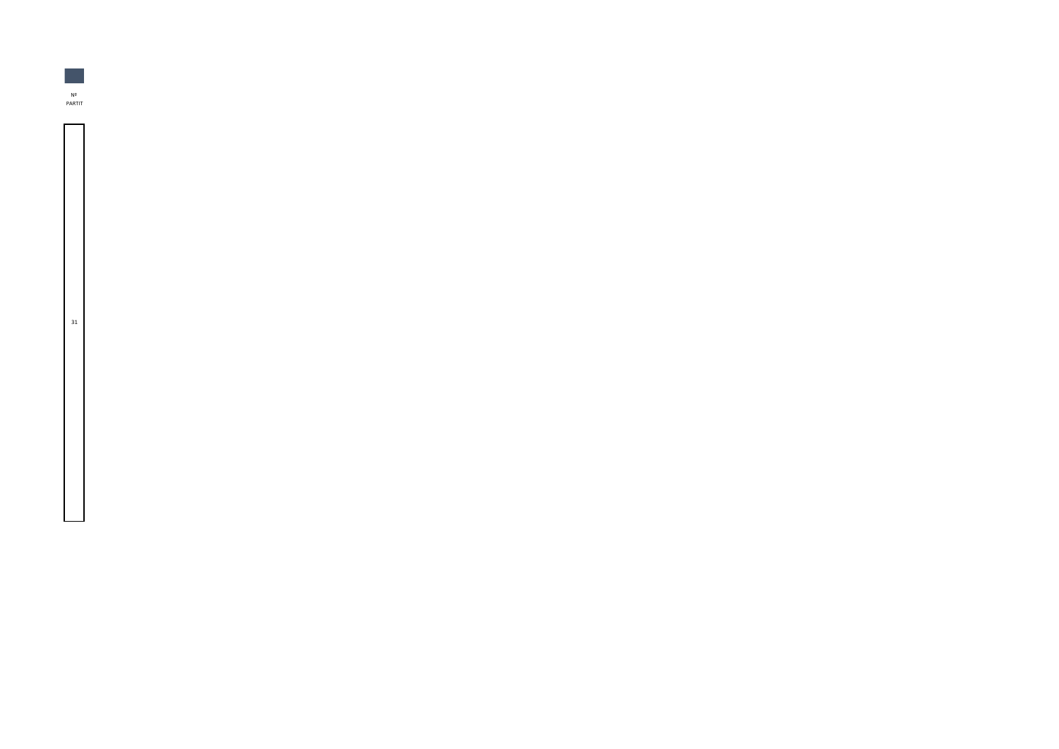| Nº PARTIT |
| --- |
| 31 |